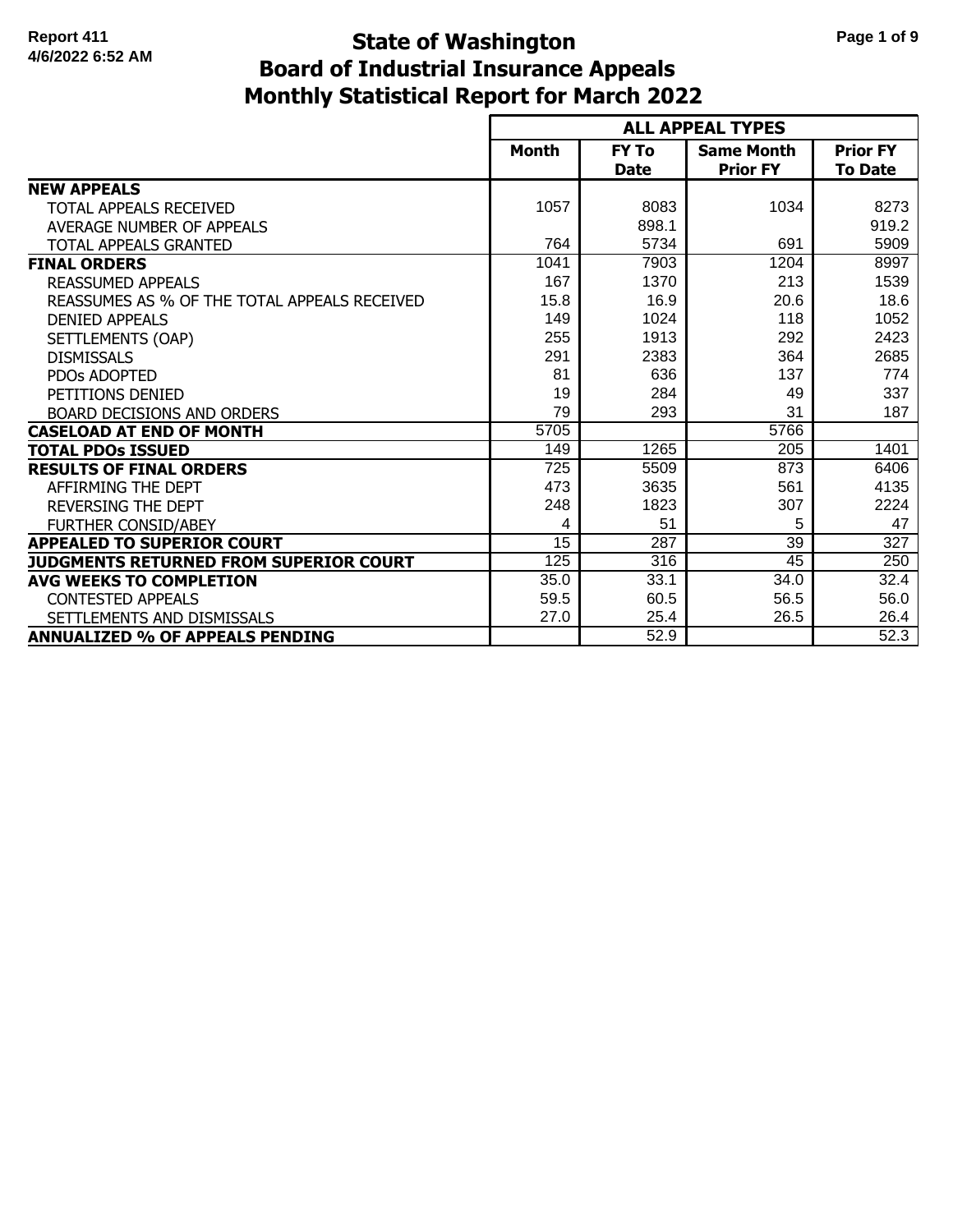Report 411
4/6/2022 6:52 AM

# State of Washington
# Board of Industrial Insurance Appeals
# Monthly Statistical Report for March 2022

| | ALL APPEAL TYPES | | | |
|---|---|---|---|---|
| | **Month** | **FY To Date** | **Same Month Prior FY** | **Prior FY To Date** |
| **NEW APPEALS** | | | | |
| TOTAL APPEALS RECEIVED | 1057 | 8083 | 1034 | 8273 |
| AVERAGE NUMBER OF APPEALS | | 898.1 | | 919.2 |
| TOTAL APPEALS GRANTED | 764 | 5734 | 691 | 5909 |
| **FINAL ORDERS** | 1041 | 7903 | 1204 | 8997 |
| REASSUMED APPEALS | 167 | 1370 | 213 | 1539 |
| REASSUMES AS % OF THE TOTAL APPEALS RECEIVED | 15.8 | 16.9 | 20.6 | 18.6 |
| DENIED APPEALS | 149 | 1024 | 118 | 1052 |
| SETTLEMENTS (OAP) | 255 | 1913 | 292 | 2423 |
| DISMISSALS | 291 | 2383 | 364 | 2685 |
| PDOs ADOPTED | 81 | 636 | 137 | 774 |
| PETITIONS DENIED | 19 | 284 | 49 | 337 |
| BOARD DECISIONS AND ORDERS | 79 | 293 | 31 | 187 |
| **CASELOAD AT END OF MONTH** | 5705 | | 5766 | |
| **TOTAL PDOs ISSUED** | 149 | 1265 | 205 | 1401 |
| **RESULTS OF FINAL ORDERS** | 725 | 5509 | 873 | 6406 |
| AFFIRMING THE DEPT | 473 | 3635 | 561 | 4135 |
| REVERSING THE DEPT | 248 | 1823 | 307 | 2224 |
| FURTHER CONSID/ABEY | 4 | 51 | 5 | 47 |
| **APPEALED TO SUPERIOR COURT** | 15 | 287 | 39 | 327 |
| **JUDGMENTS RETURNED FROM SUPERIOR COURT** | 125 | 316 | 45 | 250 |
| **AVG WEEKS TO COMPLETION** | 35.0 | 33.1 | 34.0 | 32.4 |
| CONTESTED APPEALS | 59.5 | 60.5 | 56.5 | 56.0 |
| SETTLEMENTS AND DISMISSALS | 27.0 | 25.4 | 26.5 | 26.4 |
| **ANNUALIZED % OF APPEALS PENDING** | | 52.9 | | 52.3 |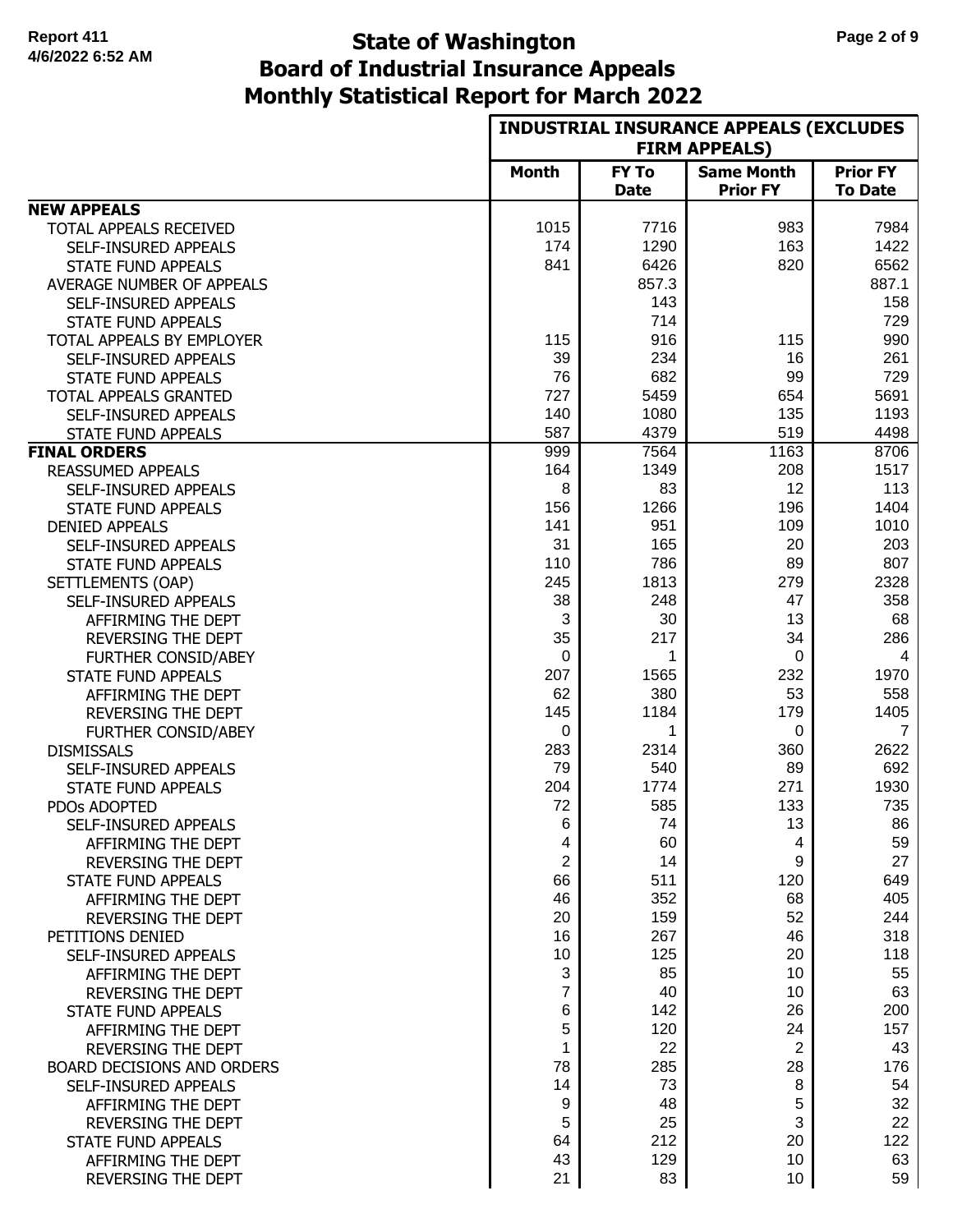# State of Washington
# Board of Industrial Insurance Appeals
# Monthly Statistical Report for March 2022

Report 411
4/6/2022 6:52 AM

| | INDUSTRIAL INSURANCE APPEALS (EXCLUDES FIRM APPEALS) | | | |
|---|---|---|---|---|
| | **Month** | **FY To Date** | **Same Month Prior FY** | **Prior FY To Date** |
| **NEW APPEALS** | | | | |
| TOTAL APPEALS RECEIVED | 1015 | 7716 | 983 | 7984 |
| SELF-INSURED APPEALS | 174 | 1290 | 163 | 1422 |
| STATE FUND APPEALS | 841 | 6426 | 820 | 6562 |
| AVERAGE NUMBER OF APPEALS | | 857.3 | | 887.1 |
| SELF-INSURED APPEALS | | 143 | | 158 |
| STATE FUND APPEALS | | 714 | | 729 |
| TOTAL APPEALS BY EMPLOYER | 115 | 916 | 115 | 990 |
| SELF-INSURED APPEALS | 39 | 234 | 16 | 261 |
| STATE FUND APPEALS | 76 | 682 | 99 | 729 |
| TOTAL APPEALS GRANTED | 727 | 5459 | 654 | 5691 |
| SELF-INSURED APPEALS | 140 | 1080 | 135 | 1193 |
| STATE FUND APPEALS | 587 | 4379 | 519 | 4498 |
| **FINAL ORDERS** | 999 | 7564 | 1163 | 8706 |
| REASSUMED APPEALS | 164 | 1349 | 208 | 1517 |
| SELF-INSURED APPEALS | 8 | 83 | 12 | 113 |
| STATE FUND APPEALS | 156 | 1266 | 196 | 1404 |
| DENIED APPEALS | 141 | 951 | 109 | 1010 |
| SELF-INSURED APPEALS | 31 | 165 | 20 | 203 |
| STATE FUND APPEALS | 110 | 786 | 89 | 807 |
| SETTLEMENTS (OAP) | 245 | 1813 | 279 | 2328 |
| SELF-INSURED APPEALS | 38 | 248 | 47 | 358 |
| AFFIRMING THE DEPT | 3 | 30 | 13 | 68 |
| REVERSING THE DEPT | 35 | 217 | 34 | 286 |
| FURTHER CONSID/ABEY | 0 | 1 | 0 | 4 |
| STATE FUND APPEALS | 207 | 1565 | 232 | 1970 |
| AFFIRMING THE DEPT | 62 | 380 | 53 | 558 |
| REVERSING THE DEPT | 145 | 1184 | 179 | 1405 |
| FURTHER CONSID/ABEY | 0 | 1 | 0 | 7 |
| DISMISSALS | 283 | 2314 | 360 | 2622 |
| SELF-INSURED APPEALS | 79 | 540 | 89 | 692 |
| STATE FUND APPEALS | 204 | 1774 | 271 | 1930 |
| PDOs ADOPTED | 72 | 585 | 133 | 735 |
| SELF-INSURED APPEALS | 6 | 74 | 13 | 86 |
| AFFIRMING THE DEPT | 4 | 60 | 4 | 59 |
| REVERSING THE DEPT | 2 | 14 | 9 | 27 |
| STATE FUND APPEALS | 66 | 511 | 120 | 649 |
| AFFIRMING THE DEPT | 46 | 352 | 68 | 405 |
| REVERSING THE DEPT | 20 | 159 | 52 | 244 |
| PETITIONS DENIED | 16 | 267 | 46 | 318 |
| SELF-INSURED APPEALS | 10 | 125 | 20 | 118 |
| AFFIRMING THE DEPT | 3 | 85 | 10 | 55 |
| REVERSING THE DEPT | 7 | 40 | 10 | 63 |
| STATE FUND APPEALS | 6 | 142 | 26 | 200 |
| AFFIRMING THE DEPT | 5 | 120 | 24 | 157 |
| REVERSING THE DEPT | 1 | 22 | 2 | 43 |
| BOARD DECISIONS AND ORDERS | 78 | 285 | 28 | 176 |
| SELF-INSURED APPEALS | 14 | 73 | 8 | 54 |
| AFFIRMING THE DEPT | 9 | 48 | 5 | 32 |
| REVERSING THE DEPT | 5 | 25 | 3 | 22 |
| STATE FUND APPEALS | 64 | 212 | 20 | 122 |
| AFFIRMING THE DEPT | 43 | 129 | 10 | 63 |
| REVERSING THE DEPT | 21 | 83 | 10 | 59 |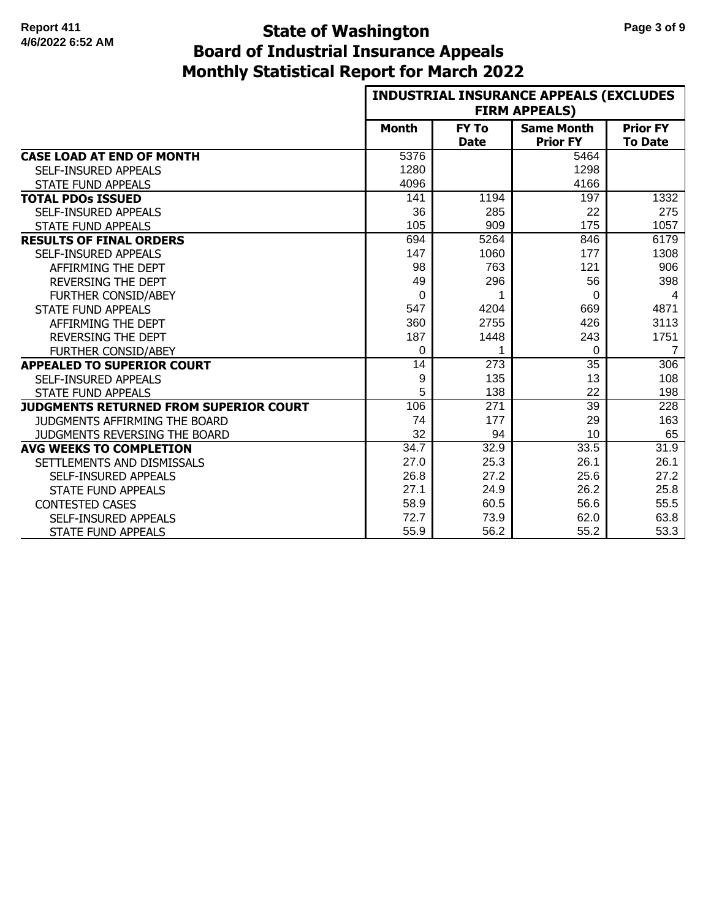# State of Washington
# Board of Industrial Insurance Appeals
# Monthly Statistical Report for March 2022

Report 411
4/6/2022 6:52 AM

| | INDUSTRIAL INSURANCE APPEALS (EXCLUDES FIRM APPEALS) | | | |
|---|---|---|---|---|
| | Month | FY To Date | Same Month Prior FY | Prior FY To Date |
| **CASE LOAD AT END OF MONTH** | 5376 | | 5464 | |
| SELF-INSURED APPEALS | 1280 | | 1298 | |
| STATE FUND APPEALS | 4096 | | 4166 | |
| **TOTAL PDOs ISSUED** | 141 | 1194 | 197 | 1332 |
| SELF-INSURED APPEALS | 36 | 285 | 22 | 275 |
| STATE FUND APPEALS | 105 | 909 | 175 | 1057 |
| **RESULTS OF FINAL ORDERS** | 694 | 5264 | 846 | 6179 |
| SELF-INSURED APPEALS | 147 | 1060 | 177 | 1308 |
| AFFIRMING THE DEPT | 98 | 763 | 121 | 906 |
| REVERSING THE DEPT | 49 | 296 | 56 | 398 |
| FURTHER CONSID/ABEY | 0 | 1 | 0 | 4 |
| STATE FUND APPEALS | 547 | 4204 | 669 | 4871 |
| AFFIRMING THE DEPT | 360 | 2755 | 426 | 3113 |
| REVERSING THE DEPT | 187 | 1448 | 243 | 1751 |
| FURTHER CONSID/ABEY | 0 | 1 | 0 | 7 |
| **APPEALED TO SUPERIOR COURT** | 14 | 273 | 35 | 306 |
| SELF-INSURED APPEALS | 9 | 135 | 13 | 108 |
| STATE FUND APPEALS | 5 | 138 | 22 | 198 |
| **JUDGMENTS RETURNED FROM SUPERIOR COURT** | 106 | 271 | 39 | 228 |
| JUDGMENTS AFFIRMING THE BOARD | 74 | 177 | 29 | 163 |
| JUDGMENTS REVERSING THE BOARD | 32 | 94 | 10 | 65 |
| **AVG WEEKS TO COMPLETION** | 34.7 | 32.9 | 33.5 | 31.9 |
| SETTLEMENTS AND DISMISSALS | 27.0 | 25.3 | 26.1 | 26.1 |
| SELF-INSURED APPEALS | 26.8 | 27.2 | 25.6 | 27.2 |
| STATE FUND APPEALS | 27.1 | 24.9 | 26.2 | 25.8 |
| CONTESTED CASES | 58.9 | 60.5 | 56.6 | 55.5 |
| SELF-INSURED APPEALS | 72.7 | 73.9 | 62.0 | 63.8 |
| STATE FUND APPEALS | 55.9 | 56.2 | 55.2 | 53.3 |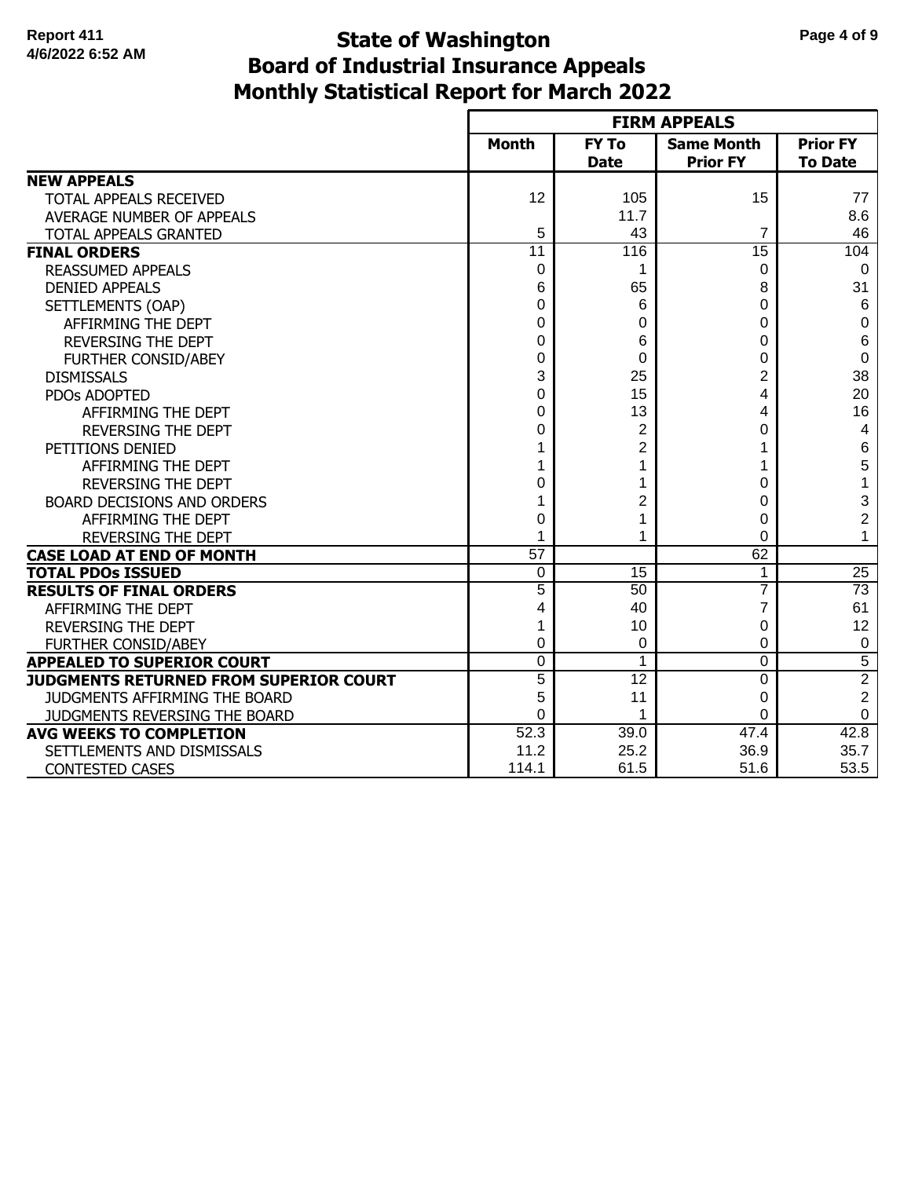# State of Washington
# Board of Industrial Insurance Appeals
# Monthly Statistical Report for March 2022

Report 411
4/6/2022 6:52 AM

| | FIRM APPEALS | | | |
|---|---|---|---|---|
| | Month | FY To Date | Same Month Prior FY | Prior FY To Date |
| **NEW APPEALS** | | | | |
| TOTAL APPEALS RECEIVED | 12 | 105 | 15 | 77 |
| AVERAGE NUMBER OF APPEALS | | 11.7 | | 8.6 |
| TOTAL APPEALS GRANTED | 5 | 43 | 7 | 46 |
| **FINAL ORDERS** | 11 | 116 | 15 | 104 |
| REASSUMED APPEALS | 0 | 1 | 0 | 0 |
| DENIED APPEALS | 6 | 65 | 8 | 31 |
| SETTLEMENTS (OAP) | 0 | 6 | 0 | 6 |
| AFFIRMING THE DEPT | 0 | 0 | 0 | 0 |
| REVERSING THE DEPT | 0 | 6 | 0 | 6 |
| FURTHER CONSID/ABEY | 0 | 0 | 0 | 0 |
| DISMISSALS | 3 | 25 | 2 | 38 |
| PDOs ADOPTED | 0 | 15 | 4 | 20 |
| AFFIRMING THE DEPT | 0 | 13 | 4 | 16 |
| REVERSING THE DEPT | 0 | 2 | 0 | 4 |
| PETITIONS DENIED | 1 | 2 | 1 | 6 |
| AFFIRMING THE DEPT | 1 | 1 | 1 | 5 |
| REVERSING THE DEPT | 0 | 1 | 0 | 1 |
| BOARD DECISIONS AND ORDERS | 1 | 2 | 0 | 3 |
| AFFIRMING THE DEPT | 0 | 1 | 0 | 2 |
| REVERSING THE DEPT | 1 | 1 | 0 | 1 |
| **CASE LOAD AT END OF MONTH** | 57 | | 62 | |
| **TOTAL PDOs ISSUED** | 0 | 15 | 1 | 25 |
| **RESULTS OF FINAL ORDERS** | 5 | 50 | 7 | 73 |
| AFFIRMING THE DEPT | 4 | 40 | 7 | 61 |
| REVERSING THE DEPT | 1 | 10 | 0 | 12 |
| FURTHER CONSID/ABEY | 0 | 0 | 0 | 0 |
| **APPEALED TO SUPERIOR COURT** | 0 | 1 | 0 | 5 |
| **JUDGMENTS RETURNED FROM SUPERIOR COURT** | 5 | 12 | 0 | 2 |
| JUDGMENTS AFFIRMING THE BOARD | 5 | 11 | 0 | 2 |
| JUDGMENTS REVERSING THE BOARD | 0 | 1 | 0 | 0 |
| **AVG WEEKS TO COMPLETION** | 52.3 | 39.0 | 47.4 | 42.8 |
| SETTLEMENTS AND DISMISSALS | 11.2 | 25.2 | 36.9 | 35.7 |
| CONTESTED CASES | 114.1 | 61.5 | 51.6 | 53.5 |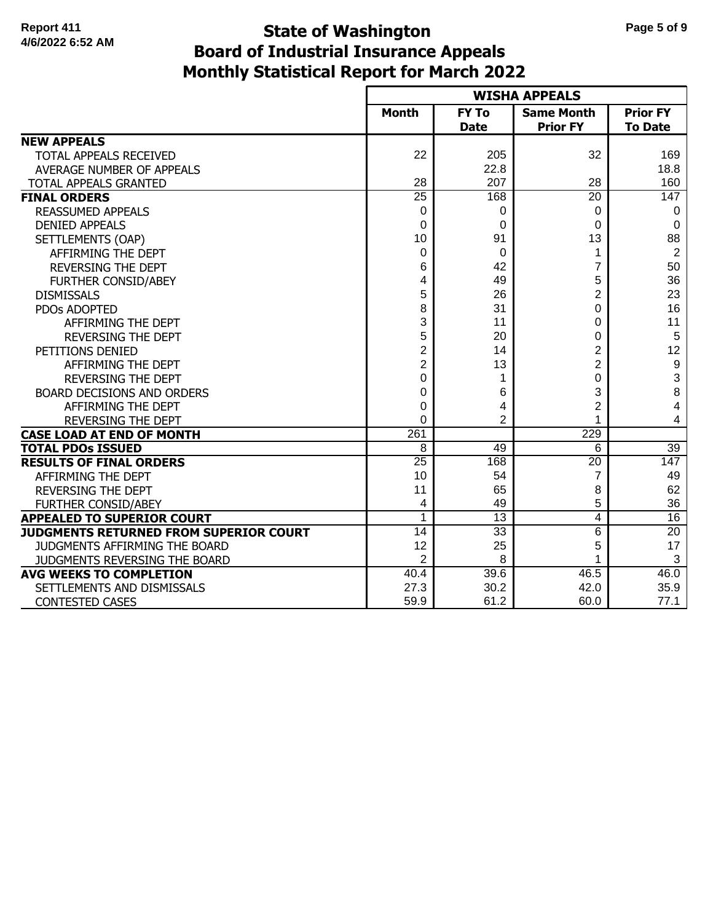# State of Washington
# Board of Industrial Insurance Appeals
# Monthly Statistical Report for March 2022

Report 411
4/6/2022 6:52 AM

| | WISHA APPEALS | | | |
|---|---|---|---|---|
| | Month | FY To Date | Same Month Prior FY | Prior FY To Date |
| **NEW APPEALS** | | | | |
| TOTAL APPEALS RECEIVED | 22 | 205 | 32 | 169 |
| AVERAGE NUMBER OF APPEALS | | 22.8 | | 18.8 |
| TOTAL APPEALS GRANTED | 28 | 207 | 28 | 160 |
| **FINAL ORDERS** | 25 | 168 | 20 | 147 |
| REASSUMED APPEALS | 0 | 0 | 0 | 0 |
| DENIED APPEALS | 0 | 0 | 0 | 0 |
| SETTLEMENTS (OAP) | 10 | 91 | 13 | 88 |
| AFFIRMING THE DEPT | 0 | 0 | 1 | 2 |
| REVERSING THE DEPT | 6 | 42 | 7 | 50 |
| FURTHER CONSID/ABEY | 4 | 49 | 5 | 36 |
| DISMISSALS | 5 | 26 | 2 | 23 |
| PDOs ADOPTED | 8 | 31 | 0 | 16 |
| AFFIRMING THE DEPT | 3 | 11 | 0 | 11 |
| REVERSING THE DEPT | 5 | 20 | 0 | 5 |
| PETITIONS DENIED | 2 | 14 | 2 | 12 |
| AFFIRMING THE DEPT | 2 | 13 | 2 | 9 |
| REVERSING THE DEPT | 0 | 1 | 0 | 3 |
| BOARD DECISIONS AND ORDERS | 0 | 6 | 3 | 8 |
| AFFIRMING THE DEPT | 0 | 4 | 2 | 4 |
| REVERSING THE DEPT | 0 | 2 | 1 | 4 |
| **CASE LOAD AT END OF MONTH** | 261 | | 229 | |
| **TOTAL PDOs ISSUED** | 8 | 49 | 6 | 39 |
| **RESULTS OF FINAL ORDERS** | 25 | 168 | 20 | 147 |
| AFFIRMING THE DEPT | 10 | 54 | 7 | 49 |
| REVERSING THE DEPT | 11 | 65 | 8 | 62 |
| FURTHER CONSID/ABEY | 4 | 49 | 5 | 36 |
| **APPEALED TO SUPERIOR COURT** | 1 | 13 | 4 | 16 |
| **JUDGMENTS RETURNED FROM SUPERIOR COURT** | 14 | 33 | 6 | 20 |
| JUDGMENTS AFFIRMING THE BOARD | 12 | 25 | 5 | 17 |
| JUDGMENTS REVERSING THE BOARD | 2 | 8 | 1 | 3 |
| **AVG WEEKS TO COMPLETION** | 40.4 | 39.6 | 46.5 | 46.0 |
| SETTLEMENTS AND DISMISSALS | 27.3 | 30.2 | 42.0 | 35.9 |
| CONTESTED CASES | 59.9 | 61.2 | 60.0 | 77.1 |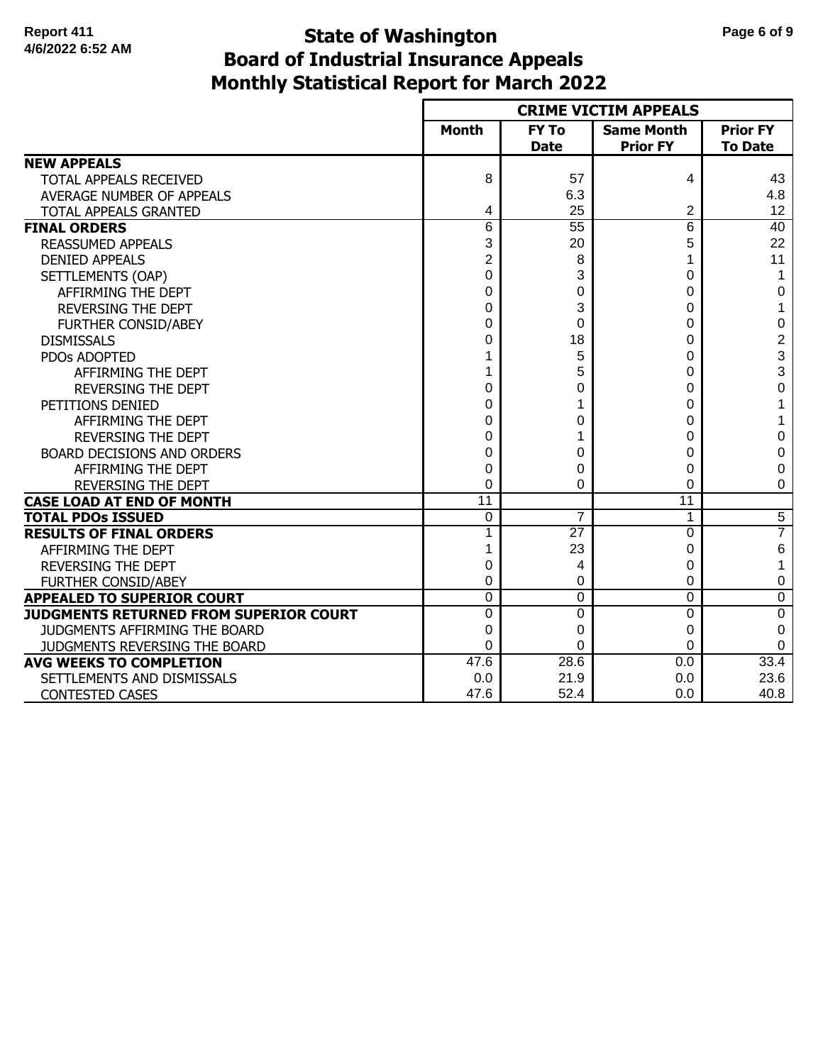Report 411
4/6/2022 6:52 AM

# State of Washington
# Board of Industrial Insurance Appeals
# Monthly Statistical Report for March 2022

| | CRIME VICTIM APPEALS | | | |
|---|---|---|---|---|
| | **Month** | **FY To Date** | **Same Month Prior FY** | **Prior FY To Date** |
| **NEW APPEALS** | | | | |
| TOTAL APPEALS RECEIVED | 8 | 57 | 4 | 43 |
| AVERAGE NUMBER OF APPEALS | | 6.3 | | 4.8 |
| TOTAL APPEALS GRANTED | 4 | 25 | 2 | 12 |
| **FINAL ORDERS** | 6 | 55 | 6 | 40 |
| REASSUMED APPEALS | 3 | 20 | 5 | 22 |
| DENIED APPEALS | 2 | 8 | 1 | 11 |
| SETTLEMENTS (OAP) | 0 | 3 | 0 | 1 |
| AFFIRMING THE DEPT | 0 | 0 | 0 | 0 |
| REVERSING THE DEPT | 0 | 3 | 0 | 1 |
| FURTHER CONSID/ABEY | 0 | 0 | 0 | 0 |
| DISMISSALS | 0 | 18 | 0 | 2 |
| PDOs ADOPTED | 1 | 5 | 0 | 3 |
| AFFIRMING THE DEPT | 1 | 5 | 0 | 3 |
| REVERSING THE DEPT | 0 | 0 | 0 | 0 |
| PETITIONS DENIED | 0 | 1 | 0 | 1 |
| AFFIRMING THE DEPT | 0 | 0 | 0 | 1 |
| REVERSING THE DEPT | 0 | 1 | 0 | 0 |
| BOARD DECISIONS AND ORDERS | 0 | 0 | 0 | 0 |
| AFFIRMING THE DEPT | 0 | 0 | 0 | 0 |
| REVERSING THE DEPT | 0 | 0 | 0 | 0 |
| **CASE LOAD AT END OF MONTH** | 11 | | 11 | |
| **TOTAL PDOs ISSUED** | 0 | 7 | 1 | 5 |
| **RESULTS OF FINAL ORDERS** | 1 | 27 | 0 | 7 |
| AFFIRMING THE DEPT | 1 | 23 | 0 | 6 |
| REVERSING THE DEPT | 0 | 4 | 0 | 1 |
| FURTHER CONSID/ABEY | 0 | 0 | 0 | 0 |
| **APPEALED TO SUPERIOR COURT** | 0 | 0 | 0 | 0 |
| **JUDGMENTS RETURNED FROM SUPERIOR COURT** | 0 | 0 | 0 | 0 |
| JUDGMENTS AFFIRMING THE BOARD | 0 | 0 | 0 | 0 |
| JUDGMENTS REVERSING THE BOARD | 0 | 0 | 0 | 0 |
| **AVG WEEKS TO COMPLETION** | 47.6 | 28.6 | 0.0 | 33.4 |
| SETTLEMENTS AND DISMISSALS | 0.0 | 21.9 | 0.0 | 23.6 |
| CONTESTED CASES | 47.6 | 52.4 | 0.0 | 40.8 |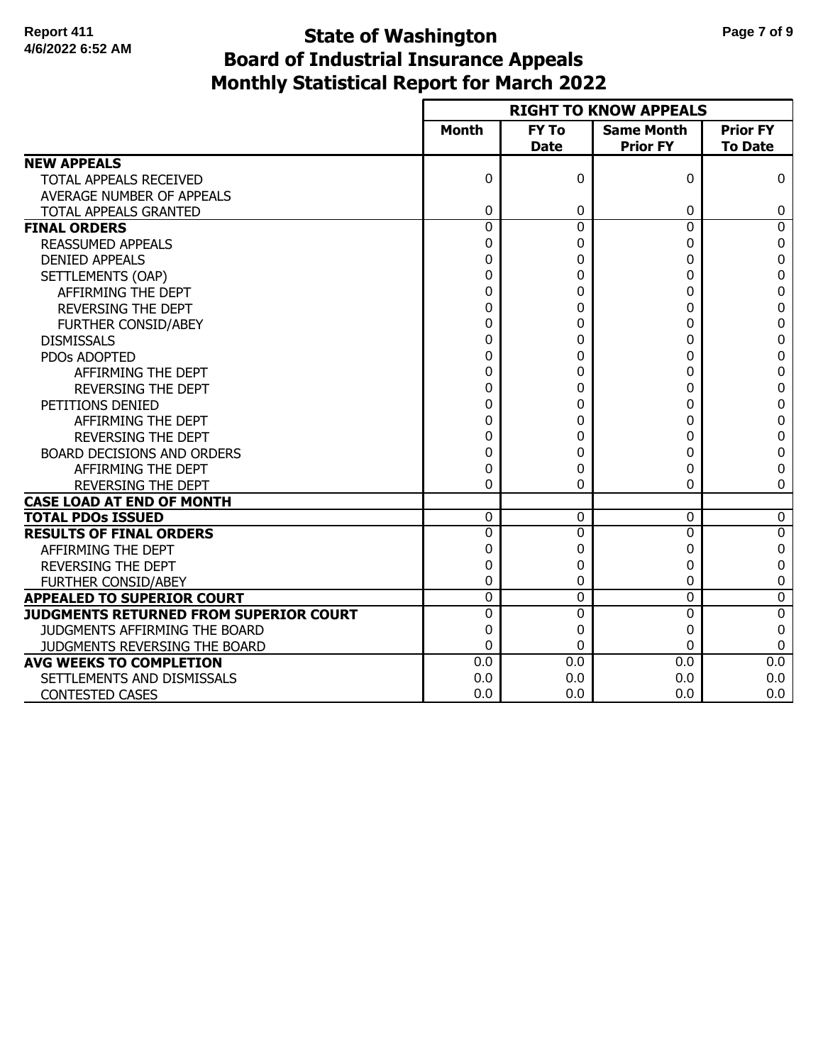# State of Washington
# Board of Industrial Insurance Appeals
# Monthly Statistical Report for March 2022

Report 411
4/6/2022 6:52 AM

| | RIGHT TO KNOW APPEALS | | | |
|---|---|---|---|---|
| | Month | FY To Date | Same Month Prior FY | Prior FY To Date |
| **NEW APPEALS** | | | | |
| TOTAL APPEALS RECEIVED | 0 | 0 | 0 | 0 |
| AVERAGE NUMBER OF APPEALS | | | | |
| TOTAL APPEALS GRANTED | 0 | 0 | 0 | 0 |
| **FINAL ORDERS** | 0 | 0 | 0 | 0 |
| REASSUMED APPEALS | 0 | 0 | 0 | 0 |
| DENIED APPEALS | 0 | 0 | 0 | 0 |
| SETTLEMENTS (OAP) | 0 | 0 | 0 | 0 |
| AFFIRMING THE DEPT | 0 | 0 | 0 | 0 |
| REVERSING THE DEPT | 0 | 0 | 0 | 0 |
| FURTHER CONSID/ABEY | 0 | 0 | 0 | 0 |
| DISMISSALS | 0 | 0 | 0 | 0 |
| PDOs ADOPTED | 0 | 0 | 0 | 0 |
| AFFIRMING THE DEPT | 0 | 0 | 0 | 0 |
| REVERSING THE DEPT | 0 | 0 | 0 | 0 |
| PETITIONS DENIED | 0 | 0 | 0 | 0 |
| AFFIRMING THE DEPT | 0 | 0 | 0 | 0 |
| REVERSING THE DEPT | 0 | 0 | 0 | 0 |
| BOARD DECISIONS AND ORDERS | 0 | 0 | 0 | 0 |
| AFFIRMING THE DEPT | 0 | 0 | 0 | 0 |
| REVERSING THE DEPT | 0 | 0 | 0 | 0 |
| **CASE LOAD AT END OF MONTH** | | | | |
| **TOTAL PDOs ISSUED** | 0 | 0 | 0 | 0 |
| **RESULTS OF FINAL ORDERS** | 0 | 0 | 0 | 0 |
| AFFIRMING THE DEPT | 0 | 0 | 0 | 0 |
| REVERSING THE DEPT | 0 | 0 | 0 | 0 |
| FURTHER CONSID/ABEY | 0 | 0 | 0 | 0 |
| **APPEALED TO SUPERIOR COURT** | 0 | 0 | 0 | 0 |
| **JUDGMENTS RETURNED FROM SUPERIOR COURT** | 0 | 0 | 0 | 0 |
| JUDGMENTS AFFIRMING THE BOARD | 0 | 0 | 0 | 0 |
| JUDGMENTS REVERSING THE BOARD | 0 | 0 | 0 | 0 |
| **AVG WEEKS TO COMPLETION** | 0.0 | 0.0 | 0.0 | 0.0 |
| SETTLEMENTS AND DISMISSALS | 0.0 | 0.0 | 0.0 | 0.0 |
| CONTESTED CASES | 0.0 | 0.0 | 0.0 | 0.0 |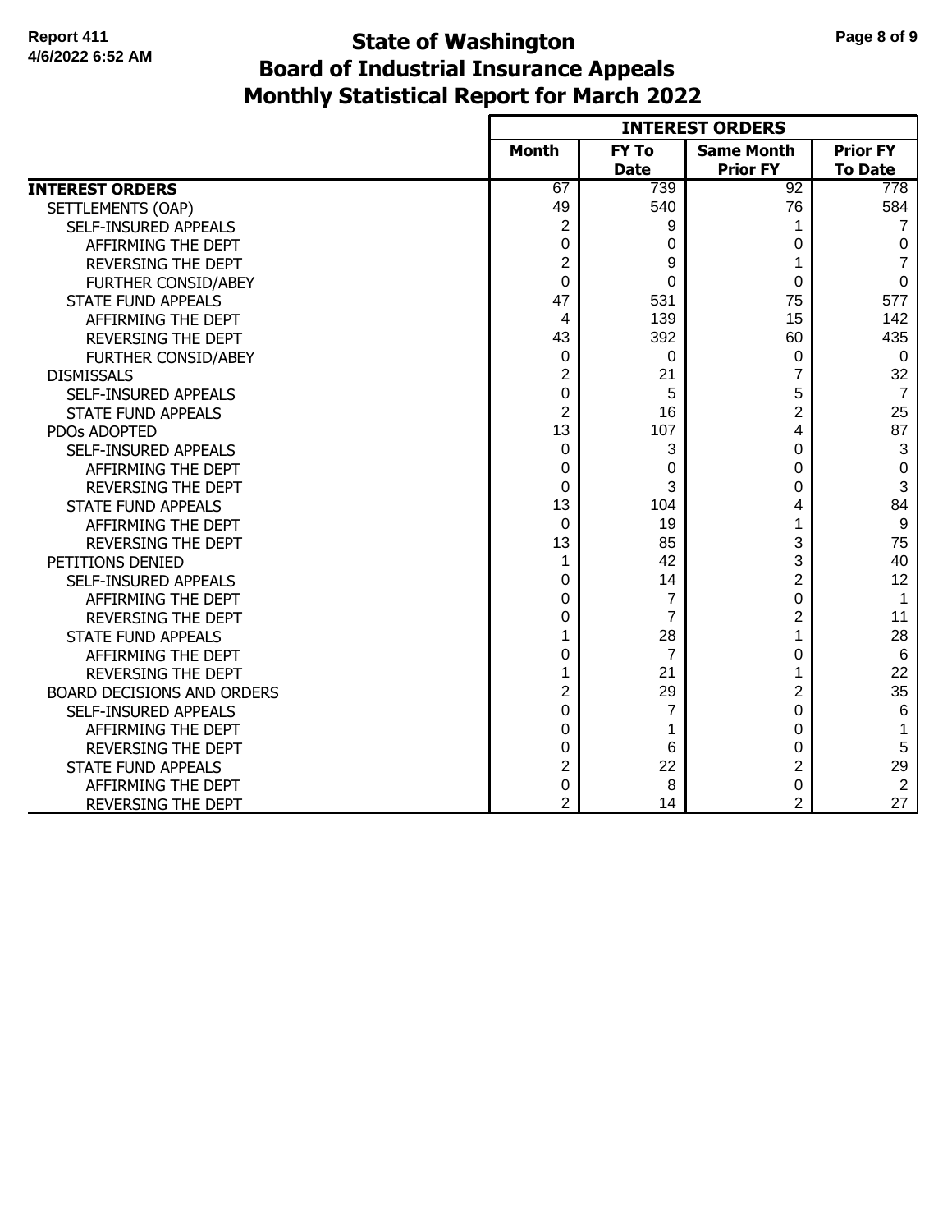# State of Washington
# Board of Industrial Insurance Appeals
# Monthly Statistical Report for March 2022

Report 411
4/6/2022 6:52 AM

| | INTEREST ORDERS | | | |
|---|---|---|---|---|
| | Month | FY To Date | Same Month Prior FY | Prior FY To Date |
| **INTEREST ORDERS** | 67 | 739 | 92 | 778 |
| SETTLEMENTS (OAP) | 49 | 540 | 76 | 584 |
| SELF-INSURED APPEALS | 2 | 9 | 1 | 7 |
| AFFIRMING THE DEPT | 0 | 0 | 0 | 0 |
| REVERSING THE DEPT | 2 | 9 | 1 | 7 |
| FURTHER CONSID/ABEY | 0 | 0 | 0 | 0 |
| STATE FUND APPEALS | 47 | 531 | 75 | 577 |
| AFFIRMING THE DEPT | 4 | 139 | 15 | 142 |
| REVERSING THE DEPT | 43 | 392 | 60 | 435 |
| FURTHER CONSID/ABEY | 0 | 0 | 0 | 0 |
| DISMISSALS | 2 | 21 | 7 | 32 |
| SELF-INSURED APPEALS | 0 | 5 | 5 | 7 |
| STATE FUND APPEALS | 2 | 16 | 2 | 25 |
| PDOs ADOPTED | 13 | 107 | 4 | 87 |
| SELF-INSURED APPEALS | 0 | 3 | 0 | 3 |
| AFFIRMING THE DEPT | 0 | 0 | 0 | 0 |
| REVERSING THE DEPT | 0 | 3 | 0 | 3 |
| STATE FUND APPEALS | 13 | 104 | 4 | 84 |
| AFFIRMING THE DEPT | 0 | 19 | 1 | 9 |
| REVERSING THE DEPT | 13 | 85 | 3 | 75 |
| PETITIONS DENIED | 1 | 42 | 3 | 40 |
| SELF-INSURED APPEALS | 0 | 14 | 2 | 12 |
| AFFIRMING THE DEPT | 0 | 7 | 0 | 1 |
| REVERSING THE DEPT | 0 | 7 | 2 | 11 |
| STATE FUND APPEALS | 1 | 28 | 1 | 28 |
| AFFIRMING THE DEPT | 0 | 7 | 0 | 6 |
| REVERSING THE DEPT | 1 | 21 | 1 | 22 |
| BOARD DECISIONS AND ORDERS | 2 | 29 | 2 | 35 |
| SELF-INSURED APPEALS | 0 | 7 | 0 | 6 |
| AFFIRMING THE DEPT | 0 | 1 | 0 | 1 |
| REVERSING THE DEPT | 0 | 6 | 0 | 5 |
| STATE FUND APPEALS | 2 | 22 | 2 | 29 |
| AFFIRMING THE DEPT | 0 | 8 | 0 | 2 |
| REVERSING THE DEPT | 2 | 14 | 2 | 27 |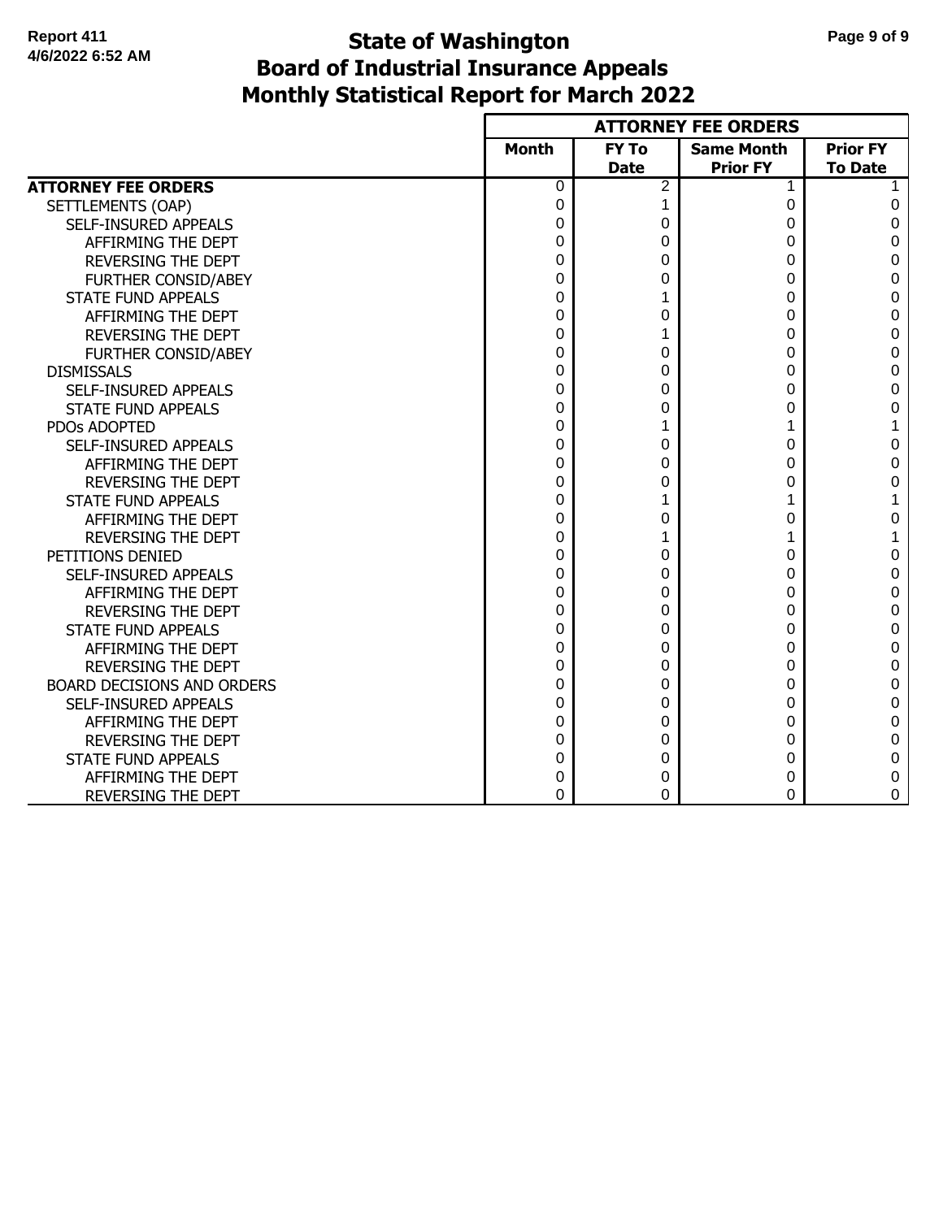# State of Washington
# Board of Industrial Insurance Appeals
# Monthly Statistical Report for March 2022

| | ATTORNEY FEE ORDERS | | | |
|---|---|---|---|---|
| | **Month** | **FY To Date** | **Same Month Prior FY** | **Prior FY To Date** |
| **ATTORNEY FEE ORDERS** | 0 | 2 | 1 | 1 |
| SETTLEMENTS (OAP) | 0 | 1 | 0 | 0 |
| SELF-INSURED APPEALS | 0 | 0 | 0 | 0 |
| AFFIRMING THE DEPT | 0 | 0 | 0 | 0 |
| REVERSING THE DEPT | 0 | 0 | 0 | 0 |
| FURTHER CONSID/ABEY | 0 | 0 | 0 | 0 |
| STATE FUND APPEALS | 0 | 1 | 0 | 0 |
| AFFIRMING THE DEPT | 0 | 0 | 0 | 0 |
| REVERSING THE DEPT | 0 | 1 | 0 | 0 |
| FURTHER CONSID/ABEY | 0 | 0 | 0 | 0 |
| DISMISSALS | 0 | 0 | 0 | 0 |
| SELF-INSURED APPEALS | 0 | 0 | 0 | 0 |
| STATE FUND APPEALS | 0 | 0 | 0 | 0 |
| PDOs ADOPTED | 0 | 1 | 1 | 1 |
| SELF-INSURED APPEALS | 0 | 0 | 0 | 0 |
| AFFIRMING THE DEPT | 0 | 0 | 0 | 0 |
| REVERSING THE DEPT | 0 | 0 | 0 | 0 |
| STATE FUND APPEALS | 0 | 1 | 1 | 1 |
| AFFIRMING THE DEPT | 0 | 0 | 0 | 0 |
| REVERSING THE DEPT | 0 | 1 | 1 | 1 |
| PETITIONS DENIED | 0 | 0 | 0 | 0 |
| SELF-INSURED APPEALS | 0 | 0 | 0 | 0 |
| AFFIRMING THE DEPT | 0 | 0 | 0 | 0 |
| REVERSING THE DEPT | 0 | 0 | 0 | 0 |
| STATE FUND APPEALS | 0 | 0 | 0 | 0 |
| AFFIRMING THE DEPT | 0 | 0 | 0 | 0 |
| REVERSING THE DEPT | 0 | 0 | 0 | 0 |
| BOARD DECISIONS AND ORDERS | 0 | 0 | 0 | 0 |
| SELF-INSURED APPEALS | 0 | 0 | 0 | 0 |
| AFFIRMING THE DEPT | 0 | 0 | 0 | 0 |
| REVERSING THE DEPT | 0 | 0 | 0 | 0 |
| STATE FUND APPEALS | 0 | 0 | 0 | 0 |
| AFFIRMING THE DEPT | 0 | 0 | 0 | 0 |
| REVERSING THE DEPT | 0 | 0 | 0 | 0 |